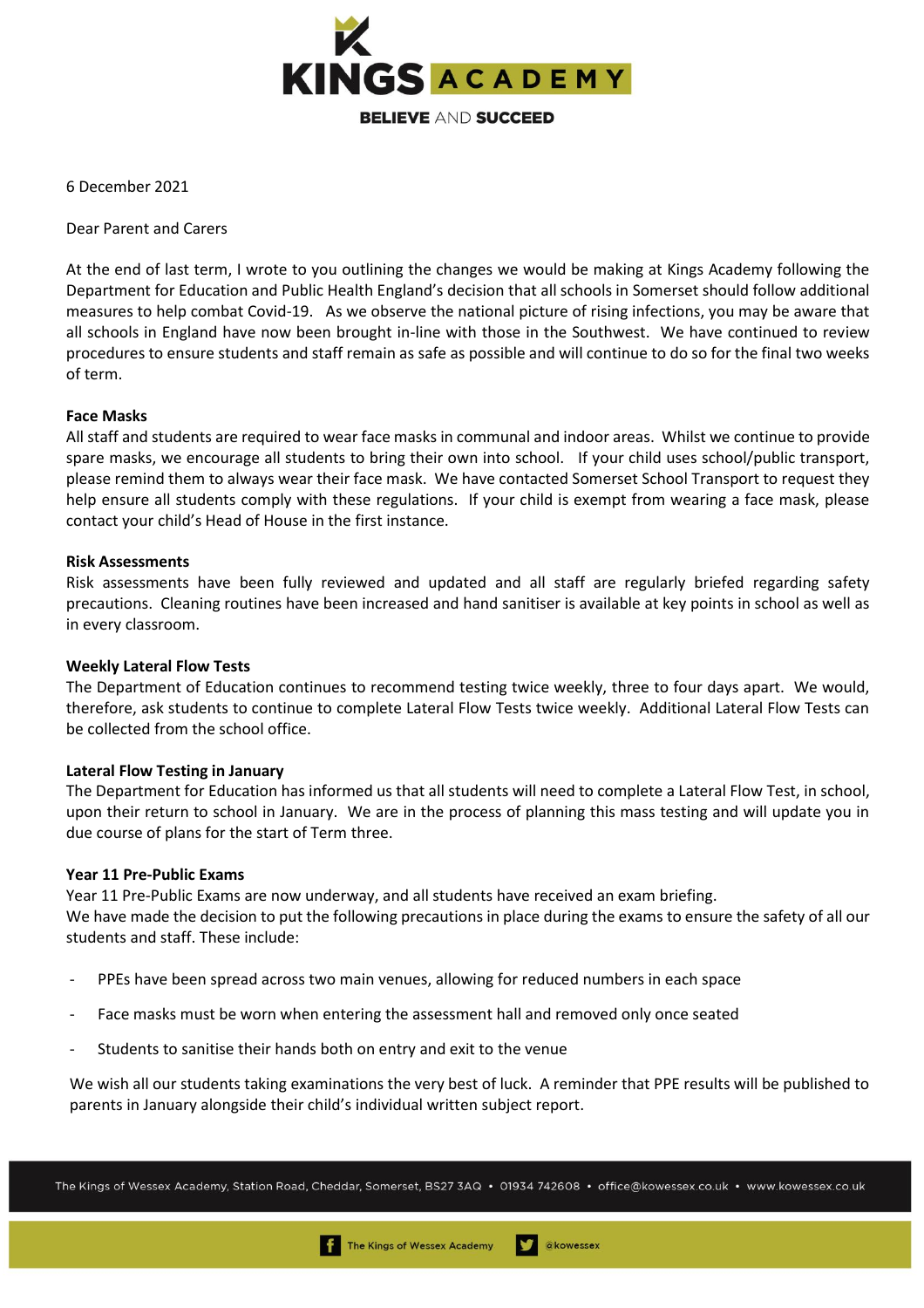KINGS ACADEMY

BELIEVE AND SUCCEED

6 December 2021

Dear Parent and Carers

At the end of last term, I wrote to you outlining the changes we would be making at Kings Academy following the Department for Education and Public Health England's decision that all schools in Somerset should follow additional measures to help combat Covid-19. As we observe the national picture of rising infections, you may be aware that all schools in England have now been brought in-line with those in the Southwest. We have continued to review procedures to ensure students and staff remain as safe as possible and will continue to do so for the final two weeks of term.

**Face Masks**

All staff and students are required to wear face masks in communal and indoor areas. Whilst we continue to provide spare masks, we encourage all students to bring their own into school. If your child uses school/public transport, please remind them to always wear their face mask. We have contacted Somerset School Transport to request they help ensure all students comply with these regulations. If your child is exempt from wearing a face mask, please contact your child's Head of House in the first instance.

**Risk Assessments**

Risk assessments have been fully reviewed and updated and all staff are regularly briefed regarding safety precautions. Cleaning routines have been increased and hand sanitiser is available at key points in school as well as in every classroom.

**Weekly Lateral Flow Tests**

The Department of Education continues to recommend testing twice weekly, three to four days apart. We would, therefore, ask students to continue to complete Lateral Flow Tests twice weekly. Additional Lateral Flow Tests can be collected from the school office.

**Lateral Flow Testing in January**

The Department for Education has informed us that all students will need to complete a Lateral Flow Test, in school, upon their return to school in January. We are in the process of planning this mass testing and will update you in due course of plans for the start of Term three.

**Year 11 Pre-Public Exams**

Year 11 Pre-Public Exams are now underway, and all students have received an exam briefing.
We have made the decision to put the following precautions in place during the exams to ensure the safety of all our students and staff. These include:

- PPEs have been spread across two main venues, allowing for reduced numbers in each space
- Face masks must be worn when entering the assessment hall and removed only once seated
- Students to sanitise their hands both on entry and exit to the venue

We wish all our students taking examinations the very best of luck. A reminder that PPE results will be published to parents in January alongside their child's individual written subject report.

The Kings of Wessex Academy, Station Road, Cheddar, Somerset, BS27 3AQ • 01934 742608 • office@kowessex.co.uk • www.kowessex.co.uk

The Kings of Wessex Academy @kowessex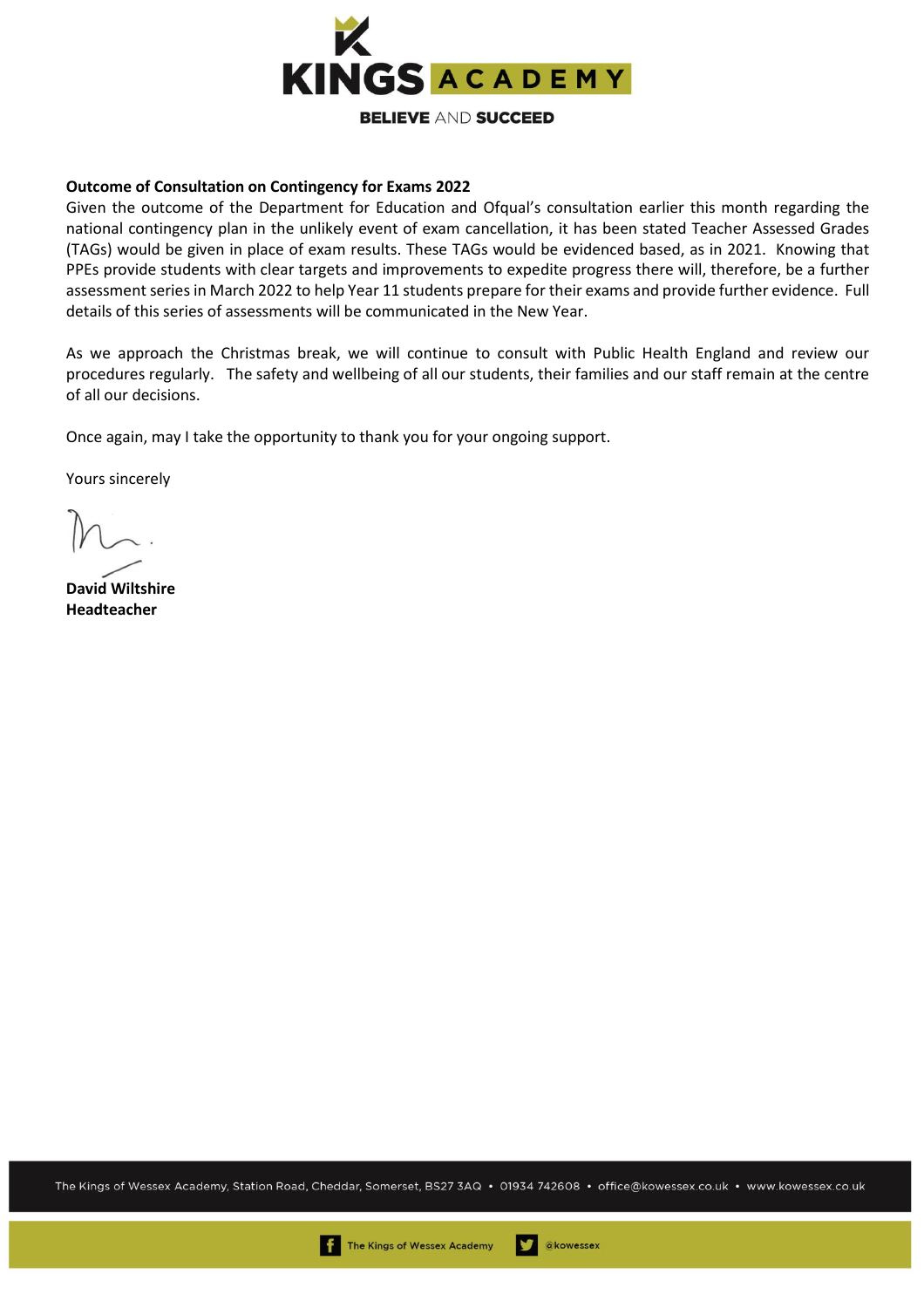**Outcome of Consultation on Contingency for Exams 2022**

Given the outcome of the Department for Education and Ofqual's consultation earlier this month regarding the national contingency plan in the unlikely event of exam cancellation, it has been stated Teacher Assessed Grades (TAGs) would be given in place of exam results. These TAGs would be evidenced based, as in 2021. Knowing that PPEs provide students with clear targets and improvements to expedite progress there will, therefore, be a further assessment series in March 2022 to help Year 11 students prepare for their exams and provide further evidence. Full details of this series of assessments will be communicated in the New Year.

As we approach the Christmas break, we will continue to consult with Public Health England and review our procedures regularly. The safety and wellbeing of all our students, their families and our staff remain at the centre of all our decisions.

Once again, may I take the opportunity to thank you for your ongoing support.

Yours sincerely

**David Wiltshire**
**Headteacher**